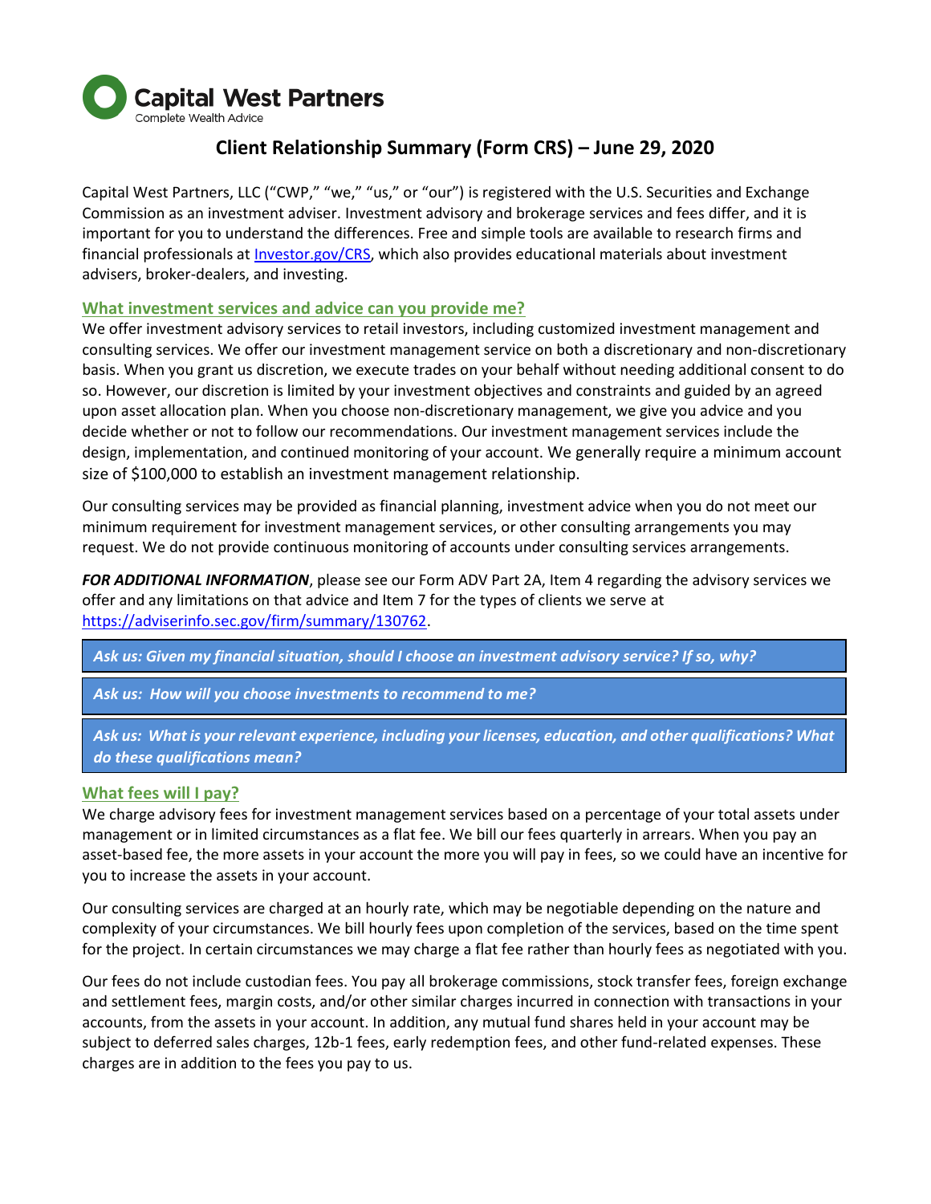Capital West Partners

Complete Wealth Advice

# Client Relationship Summary (Form CRS) – June 29, 2020

Capital West Partners, LLC ("CWP," "we," "us," or "our") is registered with the U.S. Securities and Exchange Commission as an investment adviser. Investment advisory and brokerage services and fees differ, and it is important for you to understand the differences. Free and simple tools are available to research firms and financial professionals at [Investor.gov/CRS](https://www.investor.gov/CRS), which also provides educational materials about investment advisers, broker-dealers, and investing.

## What investment services and advice can you provide me?

We offer investment advisory services to retail investors, including customized investment management and consulting services. We offer our investment management service on both a discretionary and non-discretionary basis. When you grant us discretion, we execute trades on your behalf without needing additional consent to do so. However, our discretion is limited by your investment objectives and constraints and guided by an agreed upon asset allocation plan. When you choose non-discretionary management, we give you advice and you decide whether or not to follow our recommendations. Our investment management services include the design, implementation, and continued monitoring of your account. We generally require a minimum account size of $100,000 to establish an investment management relationship.

Our consulting services may be provided as financial planning, investment advice when you do not meet our minimum requirement for investment management services, or other consulting arrangements you may request. We do not provide continuous monitoring of accounts under consulting services arrangements.

***FOR ADDITIONAL INFORMATION***, please see our Form ADV Part 2A, Item 4 regarding the advisory services we offer and any limitations on that advice and Item 7 for the types of clients we serve at [https://adviserinfo.sec.gov/firm/summary/130762](https://adviserinfo.sec.gov/firm/summary/130762).

***Ask us: Given my financial situation, should I choose an investment advisory service? If so, why?***

***Ask us: How will you choose investments to recommend to me?***

***Ask us: What is your relevant experience, including your licenses, education, and other qualifications? What do these qualifications mean?***

## What fees will I pay?

We charge advisory fees for investment management services based on a percentage of your total assets under management or in limited circumstances as a flat fee. We bill our fees quarterly in arrears. When you pay an asset-based fee, the more assets in your account the more you will pay in fees, so we could have an incentive for you to increase the assets in your account.

Our consulting services are charged at an hourly rate, which may be negotiable depending on the nature and complexity of your circumstances. We bill hourly fees upon completion of the services, based on the time spent for the project. In certain circumstances we may charge a flat fee rather than hourly fees as negotiated with you.

Our fees do not include custodian fees. You pay all brokerage commissions, stock transfer fees, foreign exchange and settlement fees, margin costs, and/or other similar charges incurred in connection with transactions in your accounts, from the assets in your account. In addition, any mutual fund shares held in your account may be subject to deferred sales charges, 12b-1 fees, early redemption fees, and other fund-related expenses. These charges are in addition to the fees you pay to us.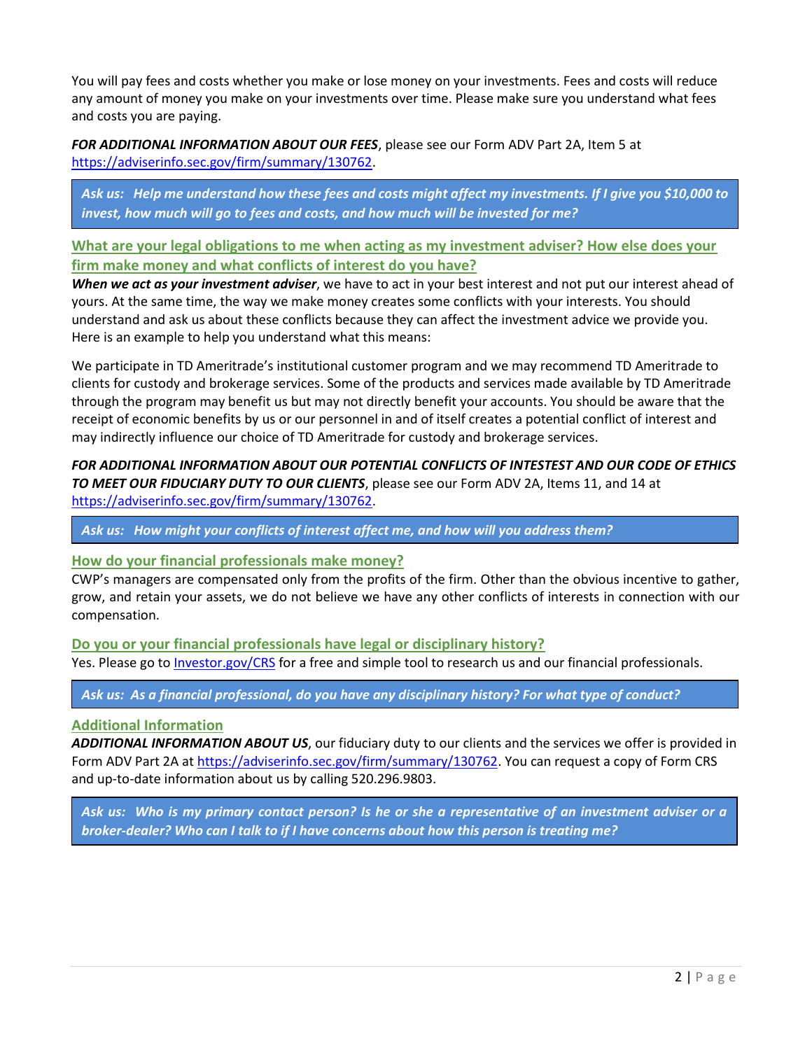You will pay fees and costs whether you make or lose money on your investments. Fees and costs will reduce any amount of money you make on your investments over time. Please make sure you understand what fees and costs you are paying.

***FOR ADDITIONAL INFORMATION ABOUT OUR FEES***, please see our Form ADV Part 2A, Item 5 at https://adviserinfo.sec.gov/firm/summary/130762.

> ***Ask us: Help me understand how these fees and costs might affect my investments. If I give you $10,000 to invest, how much will go to fees and costs, and how much will be invested for me?***

## What are your legal obligations to me when acting as my investment adviser? How else does your firm make money and what conflicts of interest do you have?

***When we act as your investment adviser***, we have to act in your best interest and not put our interest ahead of yours. At the same time, the way we make money creates some conflicts with your interests. You should understand and ask us about these conflicts because they can affect the investment advice we provide you. Here is an example to help you understand what this means:

We participate in TD Ameritrade's institutional customer program and we may recommend TD Ameritrade to clients for custody and brokerage services. Some of the products and services made available by TD Ameritrade through the program may benefit us but may not directly benefit your accounts. You should be aware that the receipt of economic benefits by us or our personnel in and of itself creates a potential conflict of interest and may indirectly influence our choice of TD Ameritrade for custody and brokerage services.

***FOR ADDITIONAL INFORMATION ABOUT OUR POTENTIAL CONFLICTS OF INTESTEST AND OUR CODE OF ETHICS TO MEET OUR FIDUCIARY DUTY TO OUR CLIENTS***, please see our Form ADV 2A, Items 11, and 14 at https://adviserinfo.sec.gov/firm/summary/130762.

> ***Ask us: How might your conflicts of interest affect me, and how will you address them?***

## How do your financial professionals make money?

CWP's managers are compensated only from the profits of the firm. Other than the obvious incentive to gather, grow, and retain your assets, we do not believe we have any other conflicts of interests in connection with our compensation.

## Do you or your financial professionals have legal or disciplinary history?

Yes. Please go to Investor.gov/CRS for a free and simple tool to research us and our financial professionals.

> ***Ask us: As a financial professional, do you have any disciplinary history? For what type of conduct?***

## Additional Information

***ADDITIONAL INFORMATION ABOUT US***, our fiduciary duty to our clients and the services we offer is provided in Form ADV Part 2A at https://adviserinfo.sec.gov/firm/summary/130762. You can request a copy of Form CRS and up-to-date information about us by calling 520.296.9803.

> ***Ask us: Who is my primary contact person? Is he or she a representative of an investment adviser or a broker-dealer? Who can I talk to if I have concerns about how this person is treating me?***